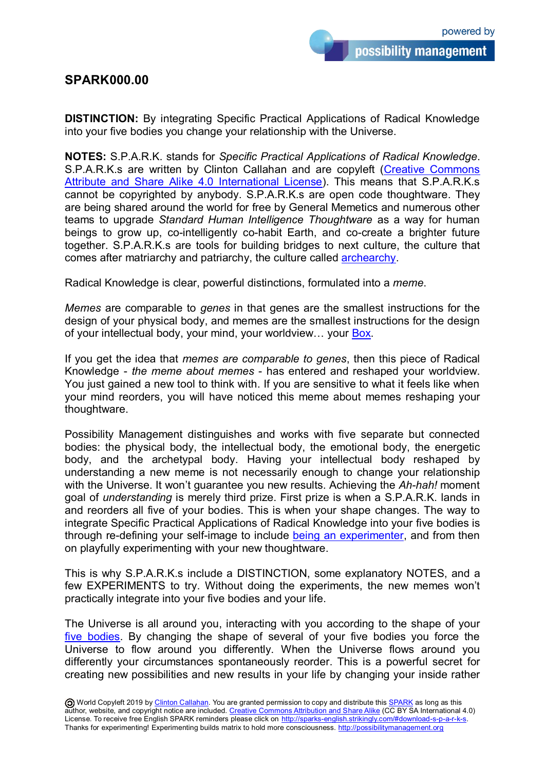# SPARK000.00

**DISTINCTION:** By integrating Specific Practical Applications of Radical Knowledge into your five bodies you change your relationship with the Universe.

**NOTES:** S.P.A.R.K. stands for *Specific Practical Applications of Radical Knowledge*. S.P.A.R.K.s are written by Clinton Callahan and are copyleft (Creative Commons Attribute and Share Alike 4.0 International License). This means that S.P.A.R.K.s cannot be copyrighted by anybody. S.P.A.R.K.s are open code thoughtware. They are being shared around the world for free by General Memetics and numerous other teams to upgrade *Standard Human Intelligence Thoughtware* as a way for human beings to grow up, co-intelligently co-habit Earth, and co-create a brighter future together. S.P.A.R.K.s are tools for building bridges to next culture, the culture that comes after matriarchy and patriarchy, the culture called archearchy.

Radical Knowledge is clear, powerful distinctions, formulated into a *meme*.

*Memes* are comparable to *genes* in that genes are the smallest instructions for the design of your physical body, and memes are the smallest instructions for the design of your intellectual body, your mind, your worldview… your Box.

If you get the idea that *memes are comparable to genes*, then this piece of Radical Knowledge - *the meme about memes* - has entered and reshaped your worldview. You just gained a new tool to think with. If you are sensitive to what it feels like when your mind reorders, you will have noticed this meme about memes reshaping your thoughtware.

Possibility Management distinguishes and works with five separate but connected bodies: the physical body, the intellectual body, the emotional body, the energetic body, and the archetypal body. Having your intellectual body reshaped by understanding a new meme is not necessarily enough to change your relationship with the Universe. It won't guarantee you new results. Achieving the *Ah-hah!* moment goal of *understanding* is merely third prize. First prize is when a S.P.A.R.K. lands in and reorders all five of your bodies. This is when your shape changes. The way to integrate Specific Practical Applications of Radical Knowledge into your five bodies is through re-defining your self-image to include being an experimenter, and from then on playfully experimenting with your new thoughtware.

This is why S.P.A.R.K.s include a DISTINCTION, some explanatory NOTES, and a few EXPERIMENTS to try. Without doing the experiments, the new memes won't practically integrate into your five bodies and your life.

The Universe is all around you, interacting with you according to the shape of your five bodies. By changing the shape of several of your five bodies you force the Universe to flow around you differently. When the Universe flows around you differently your circumstances spontaneously reorder. This is a powerful secret for creating new possibilities and new results in your life by changing your inside rather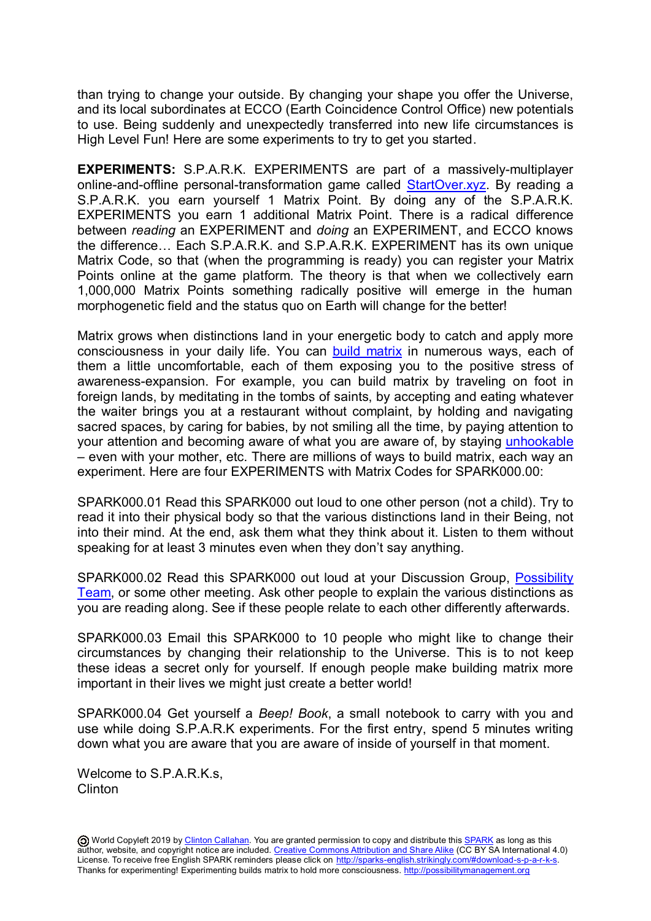than trying to change your outside. By changing your shape you offer the Universe, and its local subordinates at ECCO (Earth Coincidence Control Office) new potentials to use. Being suddenly and unexpectedly transferred into new life circumstances is High Level Fun! Here are some experiments to try to get you started.

**EXPERIMENTS:** S.P.A.R.K. EXPERIMENTS are part of a massively-multiplayer online-and-offline personal-transformation game called StartOver.xyz. By reading a S.P.A.R.K. you earn yourself 1 Matrix Point. By doing any of the S.P.A.R.K. EXPERIMENTS you earn 1 additional Matrix Point. There is a radical difference between *reading* an EXPERIMENT and *doing* an EXPERIMENT, and ECCO knows the difference… Each S.P.A.R.K. and S.P.A.R.K. EXPERIMENT has its own unique Matrix Code, so that (when the programming is ready) you can register your Matrix Points online at the game platform. The theory is that when we collectively earn 1,000,000 Matrix Points something radically positive will emerge in the human morphogenetic field and the status quo on Earth will change for the better!

Matrix grows when distinctions land in your energetic body to catch and apply more consciousness in your daily life. You can build matrix in numerous ways, each of them a little uncomfortable, each of them exposing you to the positive stress of awareness-expansion. For example, you can build matrix by traveling on foot in foreign lands, by meditating in the tombs of saints, by accepting and eating whatever the waiter brings you at a restaurant without complaint, by holding and navigating sacred spaces, by caring for babies, by not smiling all the time, by paying attention to your attention and becoming aware of what you are aware of, by staying unhookable – even with your mother, etc. There are millions of ways to build matrix, each way an experiment. Here are four EXPERIMENTS with Matrix Codes for SPARK000.00:

SPARK000.01 Read this SPARK000 out loud to one other person (not a child). Try to read it into their physical body so that the various distinctions land in their Being, not into their mind. At the end, ask them what they think about it. Listen to them without speaking for at least 3 minutes even when they don't say anything.

SPARK000.02 Read this SPARK000 out loud at your Discussion Group, Possibility Team, or some other meeting. Ask other people to explain the various distinctions as you are reading along. See if these people relate to each other differently afterwards.

SPARK000.03 Email this SPARK000 to 10 people who might like to change their circumstances by changing their relationship to the Universe. This is to not keep these ideas a secret only for yourself. If enough people make building matrix more important in their lives we might just create a better world!

SPARK000.04 Get yourself a *Beep! Book*, a small notebook to carry with you and use while doing S.P.A.R.K experiments. For the first entry, spend 5 minutes writing down what you are aware that you are aware of inside of yourself in that moment.

Welcome to S.P.A.R.K.s,  
Clinton

World Copyleft 2019 by Clinton Callahan. You are granted permission to copy and distribute this SPARK as long as this author, website, and copyright notice are included. Creative Commons Attribution and Share Alike (CC BY SA International 4.0) License. To receive free English SPARK reminders please click on http://sparks-english.strikingly.com/#download-s-p-a-r-k-s. Thanks for experimenting! Experimenting builds matrix to hold more consciousness. http://possibilitymanagement.org